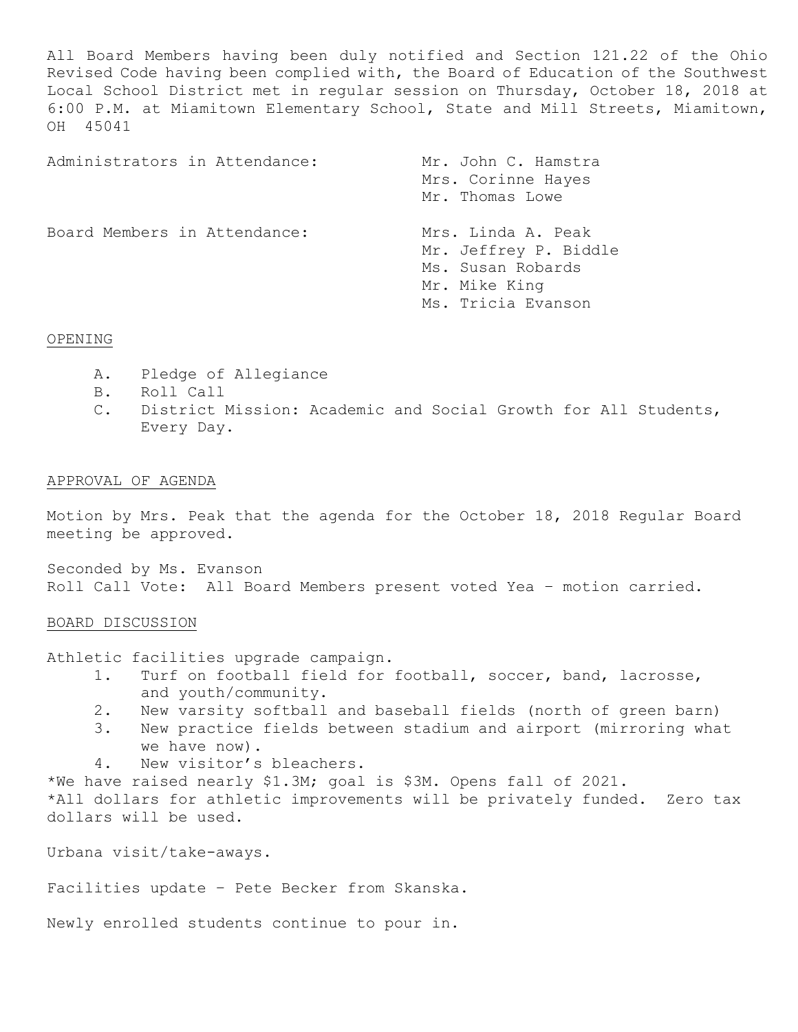All Board Members having been duly notified and Section 121.22 of the Ohio Revised Code having been complied with, the Board of Education of the Southwest Local School District met in regular session on Thursday, October 18, 2018 at 6:00 P.M. at Miamitown Elementary School, State and Mill Streets, Miamitown, OH 45041

Administrators in Attendance: Mr. John C. Hamstra
Mrs. Corinne Hayes
Mr. Thomas Lowe

Board Members in Attendance: Mrs. Linda A. Peak
Mr. Jeffrey P. Biddle
Ms. Susan Robards
Mr. Mike King
Ms. Tricia Evanson

## OPENING

A. Pledge of Allegiance
B. Roll Call
C. District Mission: Academic and Social Growth for All Students, Every Day.

## APPROVAL OF AGENDA

Motion by Mrs. Peak that the agenda for the October 18, 2018 Regular Board meeting be approved.

Seconded by Ms. Evanson
Roll Call Vote: All Board Members present voted Yea – motion carried.

## BOARD DISCUSSION

Athletic facilities upgrade campaign.

1. Turf on football field for football, soccer, band, lacrosse, and youth/community.
2. New varsity softball and baseball fields (north of green barn)
3. New practice fields between stadium and airport (mirroring what we have now).
4. New visitor's bleachers.

*We have raised nearly $1.3M; goal is $3M. Opens fall of 2021.
*All dollars for athletic improvements will be privately funded. Zero tax dollars will be used.

Urbana visit/take-aways.

Facilities update – Pete Becker from Skanska.

Newly enrolled students continue to pour in.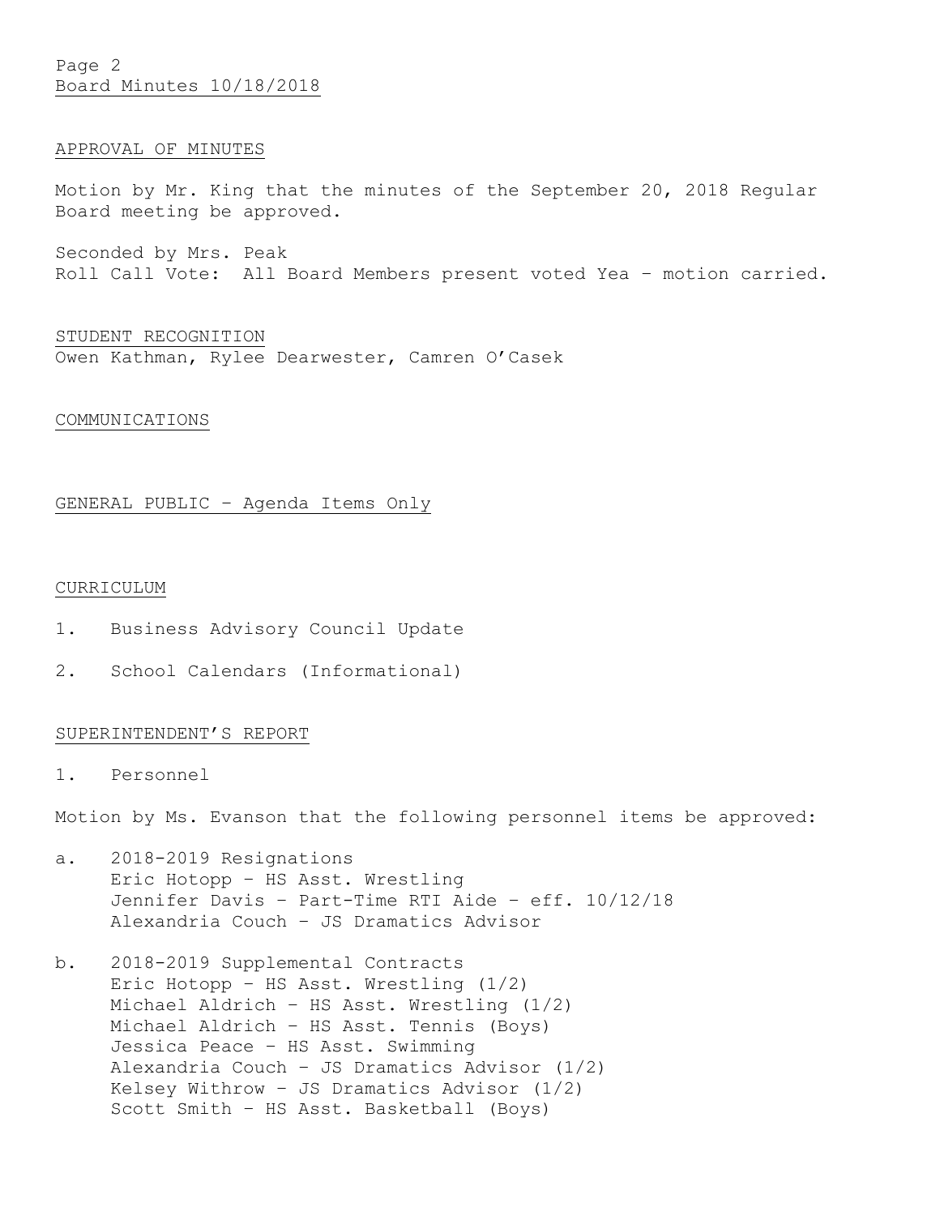## APPROVAL OF MINUTES

Motion by Mr. King that the minutes of the September 20, 2018 Regular Board meeting be approved.

Seconded by Mrs. Peak
Roll Call Vote: All Board Members present voted Yea – motion carried.

## STUDENT RECOGNITION

Owen Kathman, Rylee Dearwester, Camren O'Casek

## COMMUNICATIONS

## GENERAL PUBLIC – Agenda Items Only

## CURRICULUM

1. Business Advisory Council Update
2. School Calendars (Informational)

## SUPERINTENDENT'S REPORT

1. Personnel

Motion by Ms. Evanson that the following personnel items be approved:

a. 2018-2019 Resignations
   - Eric Hotopp – HS Asst. Wrestling
   - Jennifer Davis – Part-Time RTI Aide – eff. 10/12/18
   - Alexandria Couch – JS Dramatics Advisor

b. 2018-2019 Supplemental Contracts
   - Eric Hotopp – HS Asst. Wrestling (1/2)
   - Michael Aldrich – HS Asst. Wrestling (1/2)
   - Michael Aldrich – HS Asst. Tennis (Boys)
   - Jessica Peace – HS Asst. Swimming
   - Alexandria Couch – JS Dramatics Advisor (1/2)
   - Kelsey Withrow – JS Dramatics Advisor (1/2)
   - Scott Smith – HS Asst. Basketball (Boys)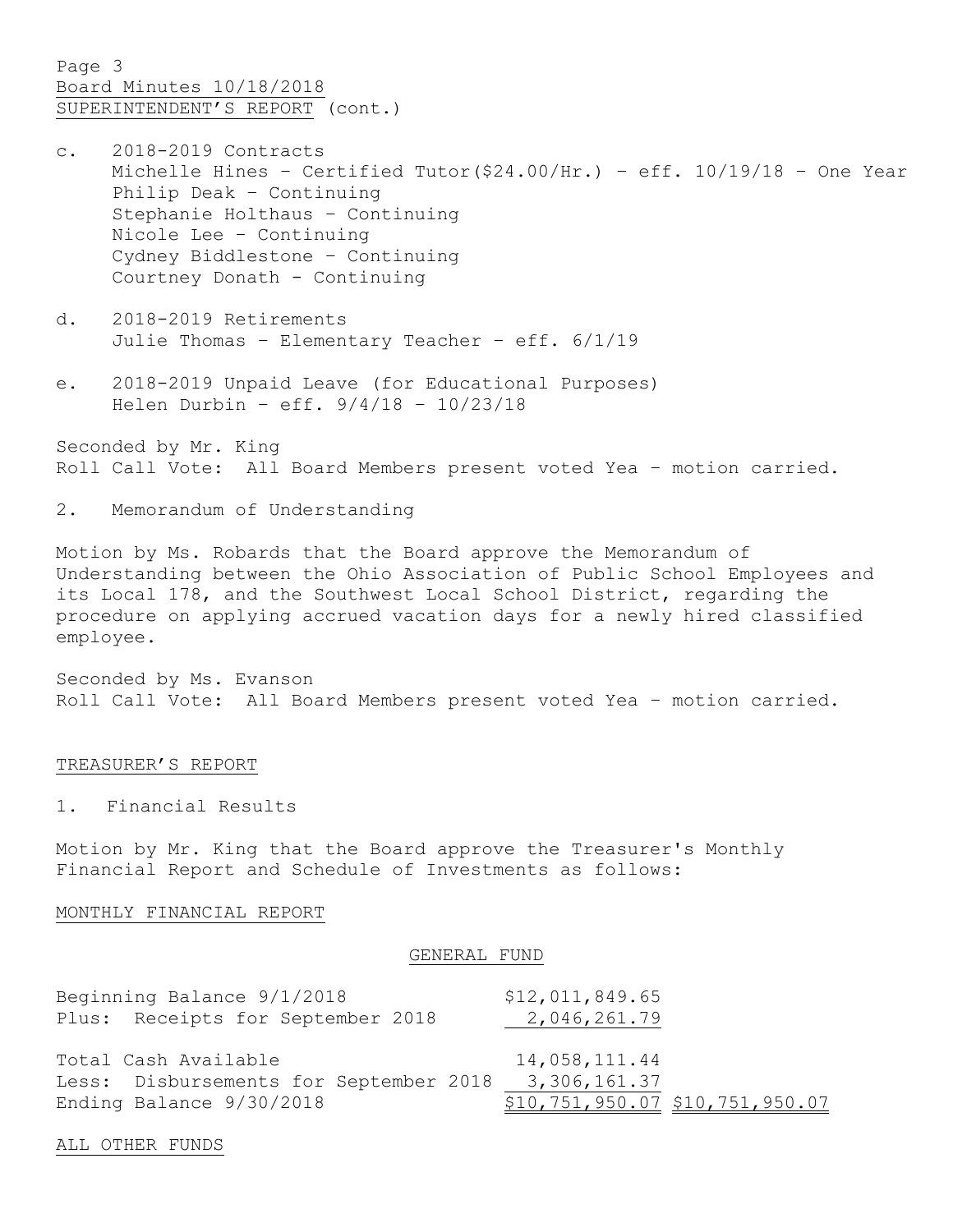SUPERINTENDENT'S REPORT (cont.)

c. 2018-2019 Contracts
   Michelle Hines – Certified Tutor($24.00/Hr.) – eff. 10/19/18 – One Year
   Philip Deak – Continuing
   Stephanie Holthaus – Continuing
   Nicole Lee – Continuing
   Cydney Biddlestone – Continuing
   Courtney Donath - Continuing

d. 2018-2019 Retirements
   Julie Thomas – Elementary Teacher – eff. 6/1/19

e. 2018-2019 Unpaid Leave (for Educational Purposes)
   Helen Durbin – eff. 9/4/18 – 10/23/18

Seconded by Mr. King
Roll Call Vote: All Board Members present voted Yea – motion carried.

2. Memorandum of Understanding

Motion by Ms. Robards that the Board approve the Memorandum of Understanding between the Ohio Association of Public School Employees and its Local 178, and the Southwest Local School District, regarding the procedure on applying accrued vacation days for a newly hired classified employee.

Seconded by Ms. Evanson
Roll Call Vote: All Board Members present voted Yea – motion carried.

## TREASURER'S REPORT

1. Financial Results

Motion by Mr. King that the Board approve the Treasurer's Monthly Financial Report and Schedule of Investments as follows:

### MONTHLY FINANCIAL REPORT

#### GENERAL FUND

| | | |
|---|---|---|
| Beginning Balance 9/1/2018 | $12,011,849.65 | |
| Plus: Receipts for September 2018 | 2,046,261.79 | |
| Total Cash Available | 14,058,111.44 | |
| Less: Disbursements for September 2018 | 3,306,161.37 | |
| Ending Balance 9/30/2018 | $10,751,950.07 | $10,751,950.07 |

### ALL OTHER FUNDS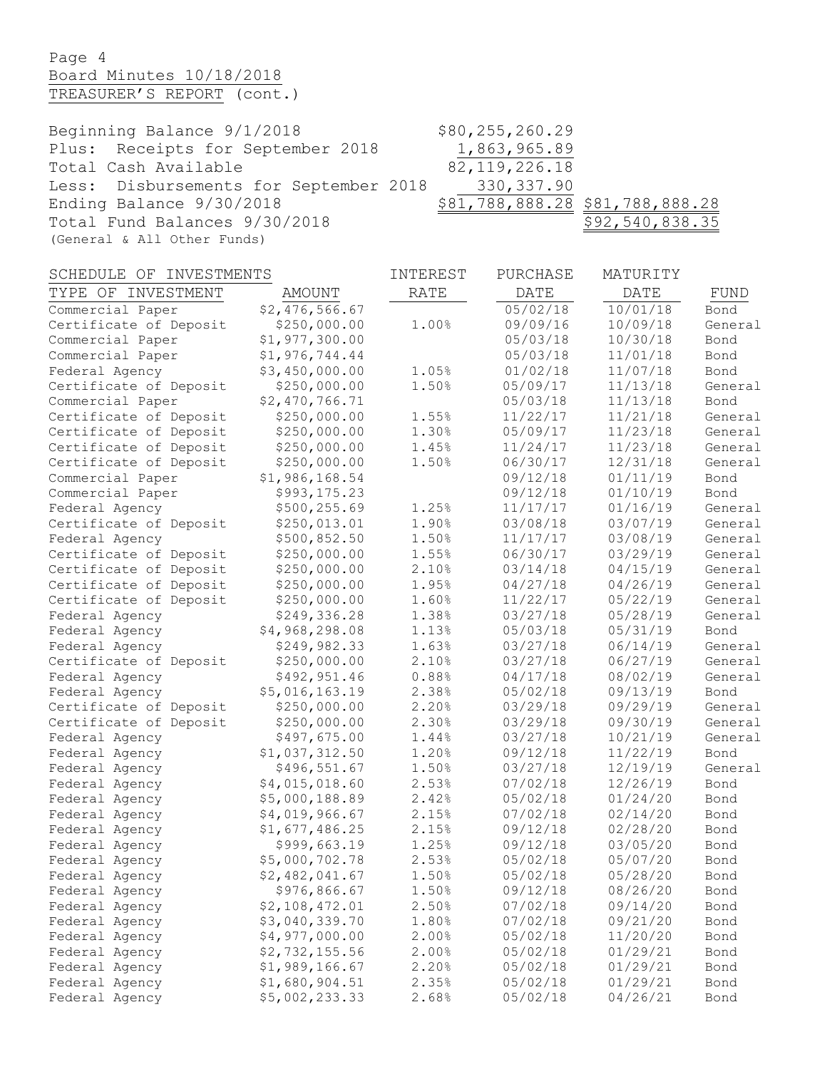Page 4
Board Minutes 10/18/2018
TREASURER'S REPORT (cont.)

| | | |
|---|---|---|
| Beginning Balance 9/1/2018 | $80,255,260.29 | |
| Plus: Receipts for September 2018 | 1,863,965.89 | |
| Total Cash Available | 82,119,226.18 | |
| Less: Disbursements for September 2018 | 330,337.90 | |
| Ending Balance 9/30/2018 | $81,788,888.28 | $81,788,888.28 |
| Total Fund Balances 9/30/2018 | | $92,540,838.35 |

(General & All Other Funds)

SCHEDULE OF INVESTMENTS

| TYPE OF INVESTMENT | AMOUNT | INTEREST RATE | PURCHASE DATE | MATURITY DATE | FUND |
|---|---|---|---|---|---|
| Commercial Paper | $2,476,566.67 | | 05/02/18 | 10/01/18 | Bond |
| Certificate of Deposit | $250,000.00 | 1.00% | 09/09/16 | 10/09/18 | General |
| Commercial Paper | $1,977,300.00 | | 05/03/18 | 10/30/18 | Bond |
| Commercial Paper | $1,976,744.44 | | 05/03/18 | 11/01/18 | Bond |
| Federal Agency | $3,450,000.00 | 1.05% | 01/02/18 | 11/07/18 | Bond |
| Certificate of Deposit | $250,000.00 | 1.50% | 05/09/17 | 11/13/18 | General |
| Commercial Paper | $2,470,766.71 | | 05/03/18 | 11/13/18 | Bond |
| Certificate of Deposit | $250,000.00 | 1.55% | 11/22/17 | 11/21/18 | General |
| Certificate of Deposit | $250,000.00 | 1.30% | 05/09/17 | 11/23/18 | General |
| Certificate of Deposit | $250,000.00 | 1.45% | 11/24/17 | 11/23/18 | General |
| Certificate of Deposit | $250,000.00 | 1.50% | 06/30/17 | 12/31/18 | General |
| Commercial Paper | $1,986,168.54 | | 09/12/18 | 01/11/19 | Bond |
| Commercial Paper | $993,175.23 | | 09/12/18 | 01/10/19 | Bond |
| Federal Agency | $500,255.69 | 1.25% | 11/17/17 | 01/16/19 | General |
| Certificate of Deposit | $250,013.01 | 1.90% | 03/08/18 | 03/07/19 | General |
| Federal Agency | $500,852.50 | 1.50% | 11/17/17 | 03/08/19 | General |
| Certificate of Deposit | $250,000.00 | 1.55% | 06/30/17 | 03/29/19 | General |
| Certificate of Deposit | $250,000.00 | 2.10% | 03/14/18 | 04/15/19 | General |
| Certificate of Deposit | $250,000.00 | 1.95% | 04/27/18 | 04/26/19 | General |
| Certificate of Deposit | $250,000.00 | 1.60% | 11/22/17 | 05/22/19 | General |
| Federal Agency | $249,336.28 | 1.38% | 03/27/18 | 05/28/19 | General |
| Federal Agency | $4,968,298.08 | 1.13% | 05/03/18 | 05/31/19 | Bond |
| Federal Agency | $249,982.33 | 1.63% | 03/27/18 | 06/14/19 | General |
| Certificate of Deposit | $250,000.00 | 2.10% | 03/27/18 | 06/27/19 | General |
| Federal Agency | $492,951.46 | 0.88% | 04/17/18 | 08/02/19 | General |
| Federal Agency | $5,016,163.19 | 2.38% | 05/02/18 | 09/13/19 | Bond |
| Certificate of Deposit | $250,000.00 | 2.20% | 03/29/18 | 09/29/19 | General |
| Certificate of Deposit | $250,000.00 | 2.30% | 03/29/18 | 09/30/19 | General |
| Federal Agency | $497,675.00 | 1.44% | 03/27/18 | 10/21/19 | General |
| Federal Agency | $1,037,312.50 | 1.20% | 09/12/18 | 11/22/19 | Bond |
| Federal Agency | $496,551.67 | 1.50% | 03/27/18 | 12/19/19 | General |
| Federal Agency | $4,015,018.60 | 2.53% | 07/02/18 | 12/26/19 | Bond |
| Federal Agency | $5,000,188.89 | 2.42% | 05/02/18 | 01/24/20 | Bond |
| Federal Agency | $4,019,966.67 | 2.15% | 07/02/18 | 02/14/20 | Bond |
| Federal Agency | $1,677,486.25 | 2.15% | 09/12/18 | 02/28/20 | Bond |
| Federal Agency | $999,663.19 | 1.25% | 09/12/18 | 03/05/20 | Bond |
| Federal Agency | $5,000,702.78 | 2.53% | 05/02/18 | 05/07/20 | Bond |
| Federal Agency | $2,482,041.67 | 1.50% | 05/02/18 | 05/28/20 | Bond |
| Federal Agency | $976,866.67 | 1.50% | 09/12/18 | 08/26/20 | Bond |
| Federal Agency | $2,108,472.01 | 2.50% | 07/02/18 | 09/14/20 | Bond |
| Federal Agency | $3,040,339.70 | 1.80% | 07/02/18 | 09/21/20 | Bond |
| Federal Agency | $4,977,000.00 | 2.00% | 05/02/18 | 11/20/20 | Bond |
| Federal Agency | $2,732,155.56 | 2.00% | 05/02/18 | 01/29/21 | Bond |
| Federal Agency | $1,989,166.67 | 2.20% | 05/02/18 | 01/29/21 | Bond |
| Federal Agency | $1,680,904.51 | 2.35% | 05/02/18 | 01/29/21 | Bond |
| Federal Agency | $5,002,233.33 | 2.68% | 05/02/18 | 04/26/21 | Bond |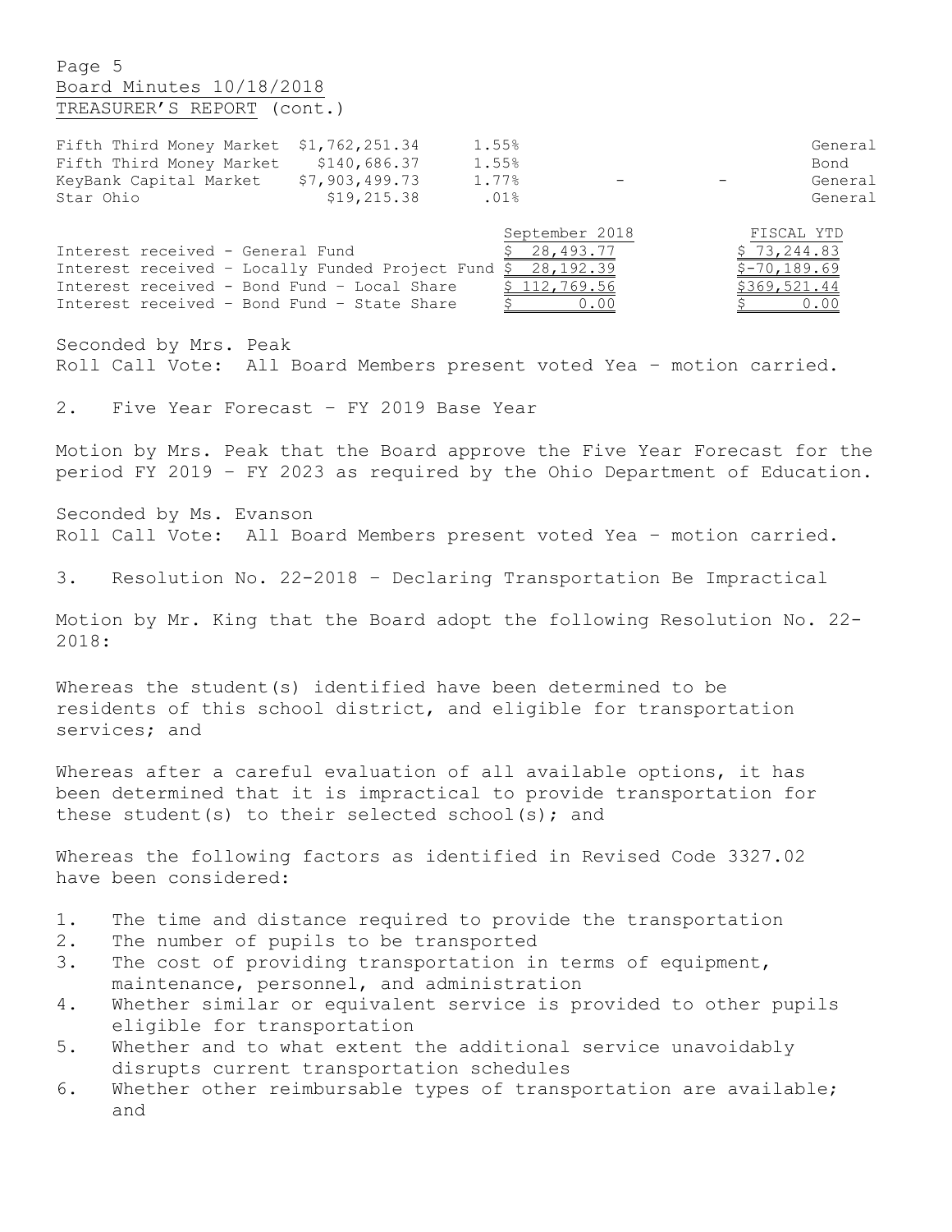TREASURER'S REPORT (cont.)

| | | | | | |
|---|---|---|---|---|---|
| Fifth Third Money Market | $1,762,251.34 | 1.55% | | | General |
| Fifth Third Money Market | $140,686.37 | 1.55% | | | Bond |
| KeyBank Capital Market | $7,903,499.73 | 1.77% | - | - | General |
| Star Ohio | $19,215.38 | .01% | | | General |

| | September 2018 | FISCAL YTD |
|---|---|---|
| Interest received - General Fund | $ 28,493.77 | $ 73,244.83 |
| Interest received - Locally Funded Project Fund | $ 28,192.39 | $-70,189.69 |
| Interest received - Bond Fund - Local Share | $ 112,769.56 | $369,521.44 |
| Interest received - Bond Fund - State Share | $ 0.00 | $ 0.00 |

Seconded by Mrs. Peak
Roll Call Vote: All Board Members present voted Yea – motion carried.

2. Five Year Forecast – FY 2019 Base Year

Motion by Mrs. Peak that the Board approve the Five Year Forecast for the period FY 2019 – FY 2023 as required by the Ohio Department of Education.

Seconded by Ms. Evanson
Roll Call Vote: All Board Members present voted Yea – motion carried.

3. Resolution No. 22-2018 – Declaring Transportation Be Impractical

Motion by Mr. King that the Board adopt the following Resolution No. 22-2018:

Whereas the student(s) identified have been determined to be residents of this school district, and eligible for transportation services; and

Whereas after a careful evaluation of all available options, it has been determined that it is impractical to provide transportation for these student(s) to their selected school(s); and

Whereas the following factors as identified in Revised Code 3327.02 have been considered:

1. The time and distance required to provide the transportation
2. The number of pupils to be transported
3. The cost of providing transportation in terms of equipment, maintenance, personnel, and administration
4. Whether similar or equivalent service is provided to other pupils eligible for transportation
5. Whether and to what extent the additional service unavoidably disrupts current transportation schedules
6. Whether other reimbursable types of transportation are available; and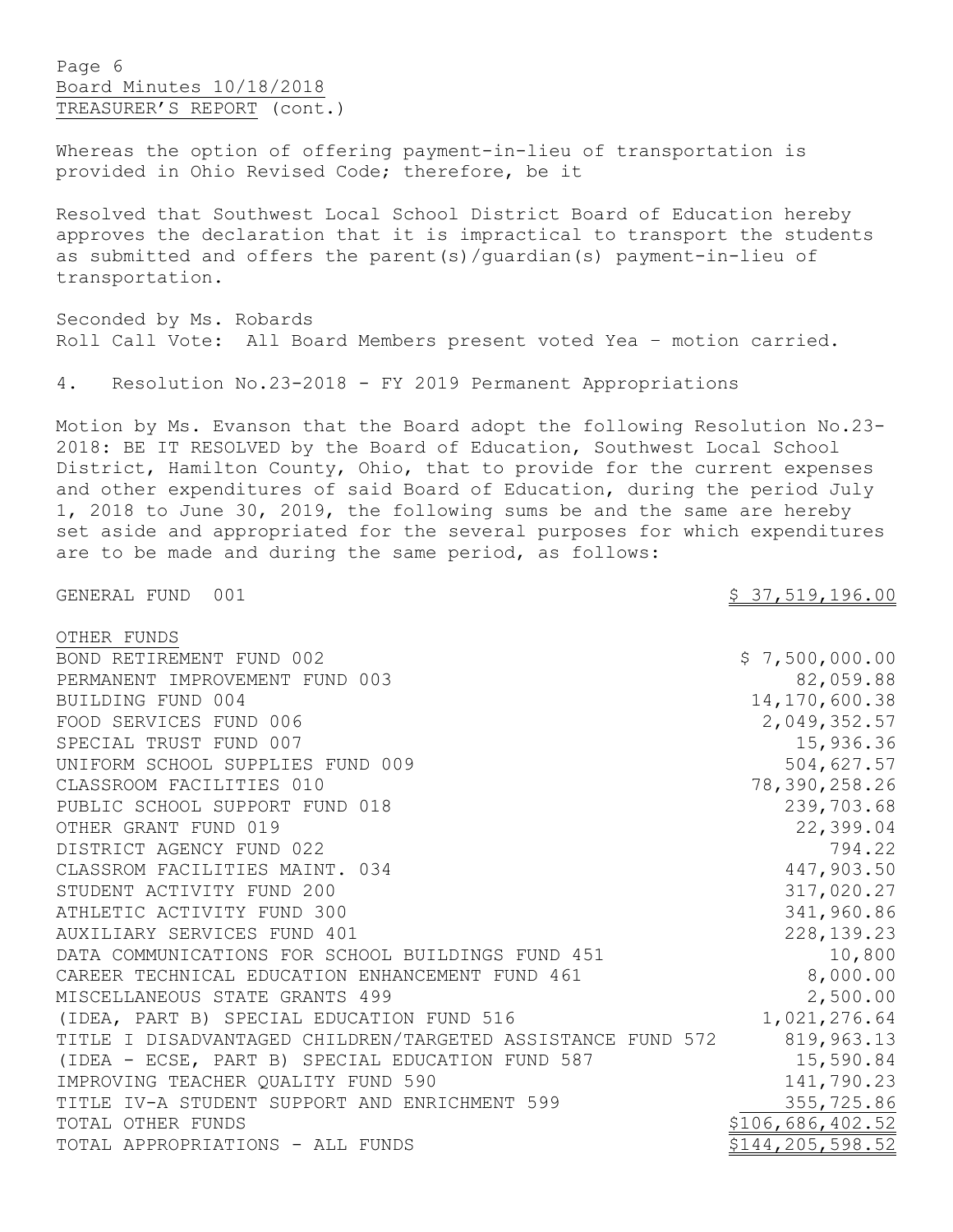Page 6
Board Minutes 10/18/2018
TREASURER'S REPORT (cont.)

Whereas the option of offering payment-in-lieu of transportation is provided in Ohio Revised Code; therefore, be it

Resolved that Southwest Local School District Board of Education hereby approves the declaration that it is impractical to transport the students as submitted and offers the parent(s)/guardian(s) payment-in-lieu of transportation.

Seconded by Ms. Robards
Roll Call Vote: All Board Members present voted Yea – motion carried.

4. Resolution No.23-2018 - FY 2019 Permanent Appropriations

Motion by Ms. Evanson that the Board adopt the following Resolution No.23-2018: BE IT RESOLVED by the Board of Education, Southwest Local School District, Hamilton County, Ohio, that to provide for the current expenses and other expenditures of said Board of Education, during the period July 1, 2018 to June 30, 2019, the following sums be and the same are hereby set aside and appropriated for the several purposes for which expenditures are to be made and during the same period, as follows:

| | |
|---|---:|
| GENERAL FUND 001 | $ 37,519,196.00 |
| OTHER FUNDS | |
| BOND RETIREMENT FUND 002 | $ 7,500,000.00 |
| PERMANENT IMPROVEMENT FUND 003 | 82,059.88 |
| BUILDING FUND 004 | 14,170,600.38 |
| FOOD SERVICES FUND 006 | 2,049,352.57 |
| SPECIAL TRUST FUND 007 | 15,936.36 |
| UNIFORM SCHOOL SUPPLIES FUND 009 | 504,627.57 |
| CLASSROOM FACILITIES 010 | 78,390,258.26 |
| PUBLIC SCHOOL SUPPORT FUND 018 | 239,703.68 |
| OTHER GRANT FUND 019 | 22,399.04 |
| DISTRICT AGENCY FUND 022 | 794.22 |
| CLASSROM FACILITIES MAINT. 034 | 447,903.50 |
| STUDENT ACTIVITY FUND 200 | 317,020.27 |
| ATHLETIC ACTIVITY FUND 300 | 341,960.86 |
| AUXILIARY SERVICES FUND 401 | 228,139.23 |
| DATA COMMUNICATIONS FOR SCHOOL BUILDINGS FUND 451 | 10,800 |
| CAREER TECHNICAL EDUCATION ENHANCEMENT FUND 461 | 8,000.00 |
| MISCELLANEOUS STATE GRANTS 499 | 2,500.00 |
| (IDEA, PART B) SPECIAL EDUCATION FUND 516 | 1,021,276.64 |
| TITLE I DISADVANTAGED CHILDREN/TARGETED ASSISTANCE FUND 572 | 819,963.13 |
| (IDEA - ECSE, PART B) SPECIAL EDUCATION FUND 587 | 15,590.84 |
| IMPROVING TEACHER QUALITY FUND 590 | 141,790.23 |
| TITLE IV-A STUDENT SUPPORT AND ENRICHMENT 599 | 355,725.86 |
| TOTAL OTHER FUNDS | $106,686,402.52 |
| TOTAL APPROPRIATIONS - ALL FUNDS | $144,205,598.52 |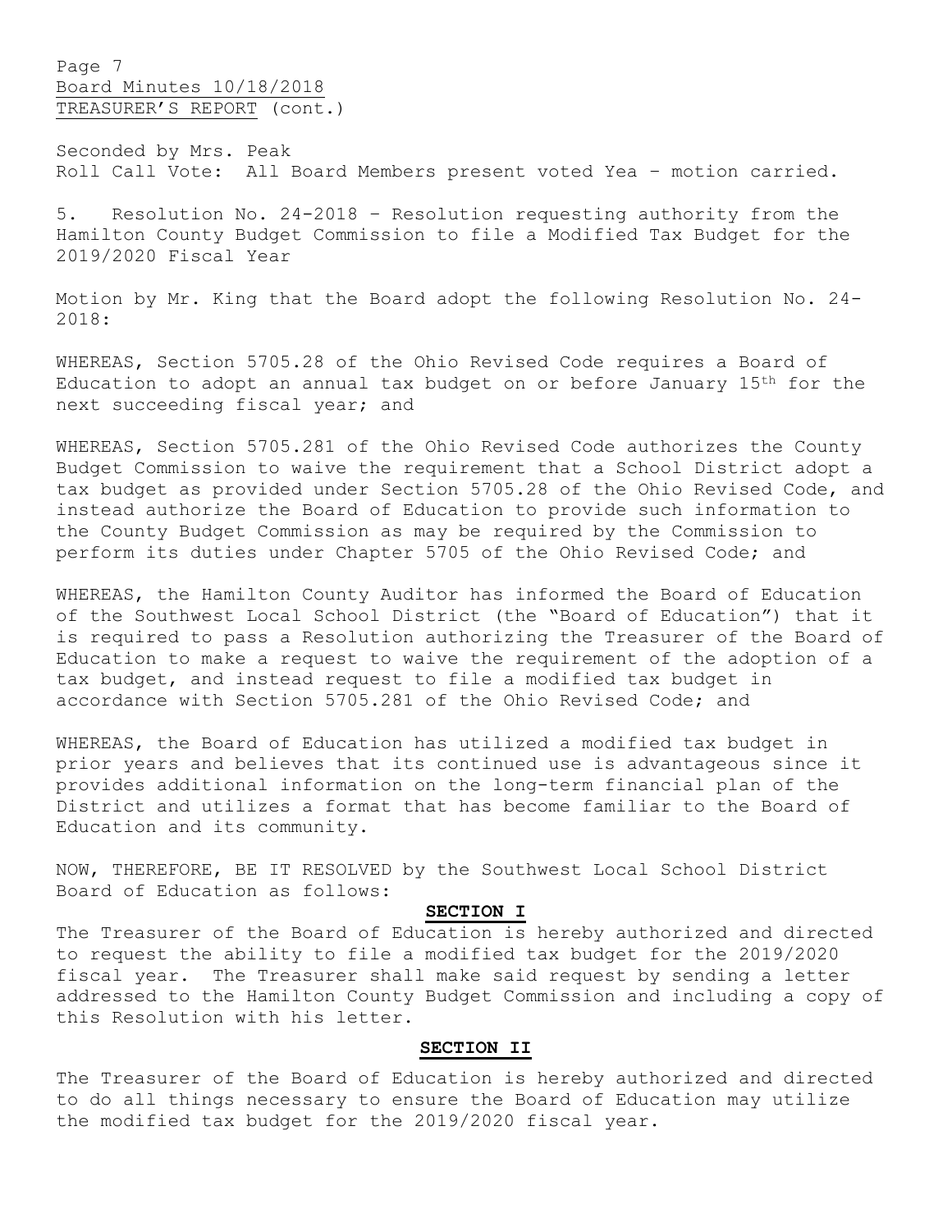Seconded by Mrs. Peak
Roll Call Vote: All Board Members present voted Yea – motion carried.

5. Resolution No. 24-2018 – Resolution requesting authority from the Hamilton County Budget Commission to file a Modified Tax Budget for the 2019/2020 Fiscal Year

Motion by Mr. King that the Board adopt the following Resolution No. 24-2018:

WHEREAS, Section 5705.28 of the Ohio Revised Code requires a Board of Education to adopt an annual tax budget on or before January 15th for the next succeeding fiscal year; and

WHEREAS, Section 5705.281 of the Ohio Revised Code authorizes the County Budget Commission to waive the requirement that a School District adopt a tax budget as provided under Section 5705.28 of the Ohio Revised Code, and instead authorize the Board of Education to provide such information to the County Budget Commission as may be required by the Commission to perform its duties under Chapter 5705 of the Ohio Revised Code; and

WHEREAS, the Hamilton County Auditor has informed the Board of Education of the Southwest Local School District (the "Board of Education") that it is required to pass a Resolution authorizing the Treasurer of the Board of Education to make a request to waive the requirement of the adoption of a tax budget, and instead request to file a modified tax budget in accordance with Section 5705.281 of the Ohio Revised Code; and

WHEREAS, the Board of Education has utilized a modified tax budget in prior years and believes that its continued use is advantageous since it provides additional information on the long-term financial plan of the District and utilizes a format that has become familiar to the Board of Education and its community.

NOW, THEREFORE, BE IT RESOLVED by the Southwest Local School District Board of Education as follows:

**SECTION I**

The Treasurer of the Board of Education is hereby authorized and directed to request the ability to file a modified tax budget for the 2019/2020 fiscal year. The Treasurer shall make said request by sending a letter addressed to the Hamilton County Budget Commission and including a copy of this Resolution with his letter.

**SECTION II**

The Treasurer of the Board of Education is hereby authorized and directed to do all things necessary to ensure the Board of Education may utilize the modified tax budget for the 2019/2020 fiscal year.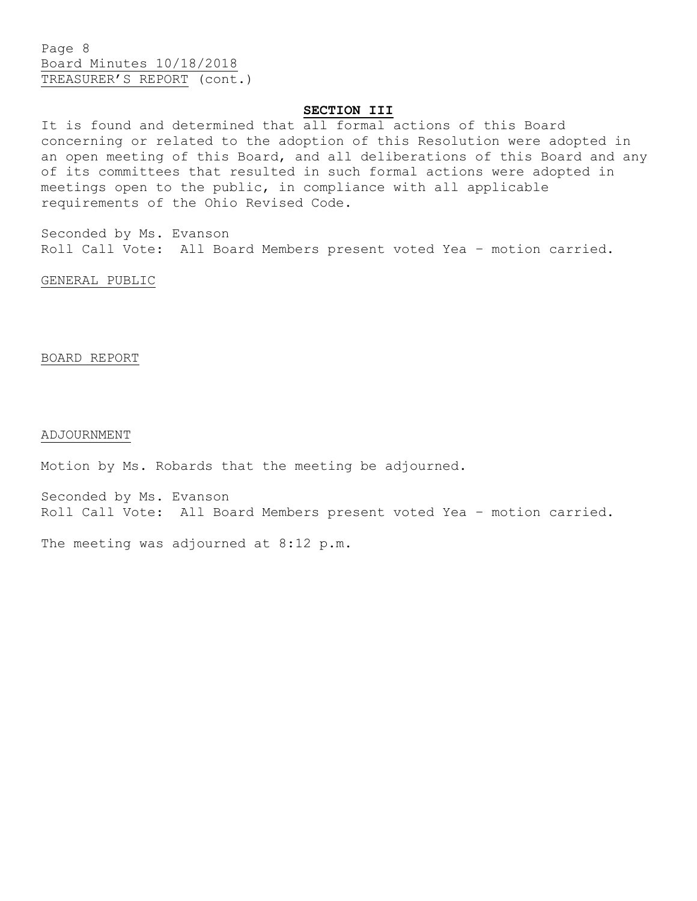TREASURER'S REPORT (cont.)

**SECTION III**

It is found and determined that all formal actions of this Board concerning or related to the adoption of this Resolution were adopted in an open meeting of this Board, and all deliberations of this Board and any of its committees that resulted in such formal actions were adopted in meetings open to the public, in compliance with all applicable requirements of the Ohio Revised Code.

Seconded by Ms. Evanson
Roll Call Vote: All Board Members present voted Yea – motion carried.

GENERAL PUBLIC

BOARD REPORT

ADJOURNMENT

Motion by Ms. Robards that the meeting be adjourned.

Seconded by Ms. Evanson
Roll Call Vote: All Board Members present voted Yea – motion carried.

The meeting was adjourned at 8:12 p.m.